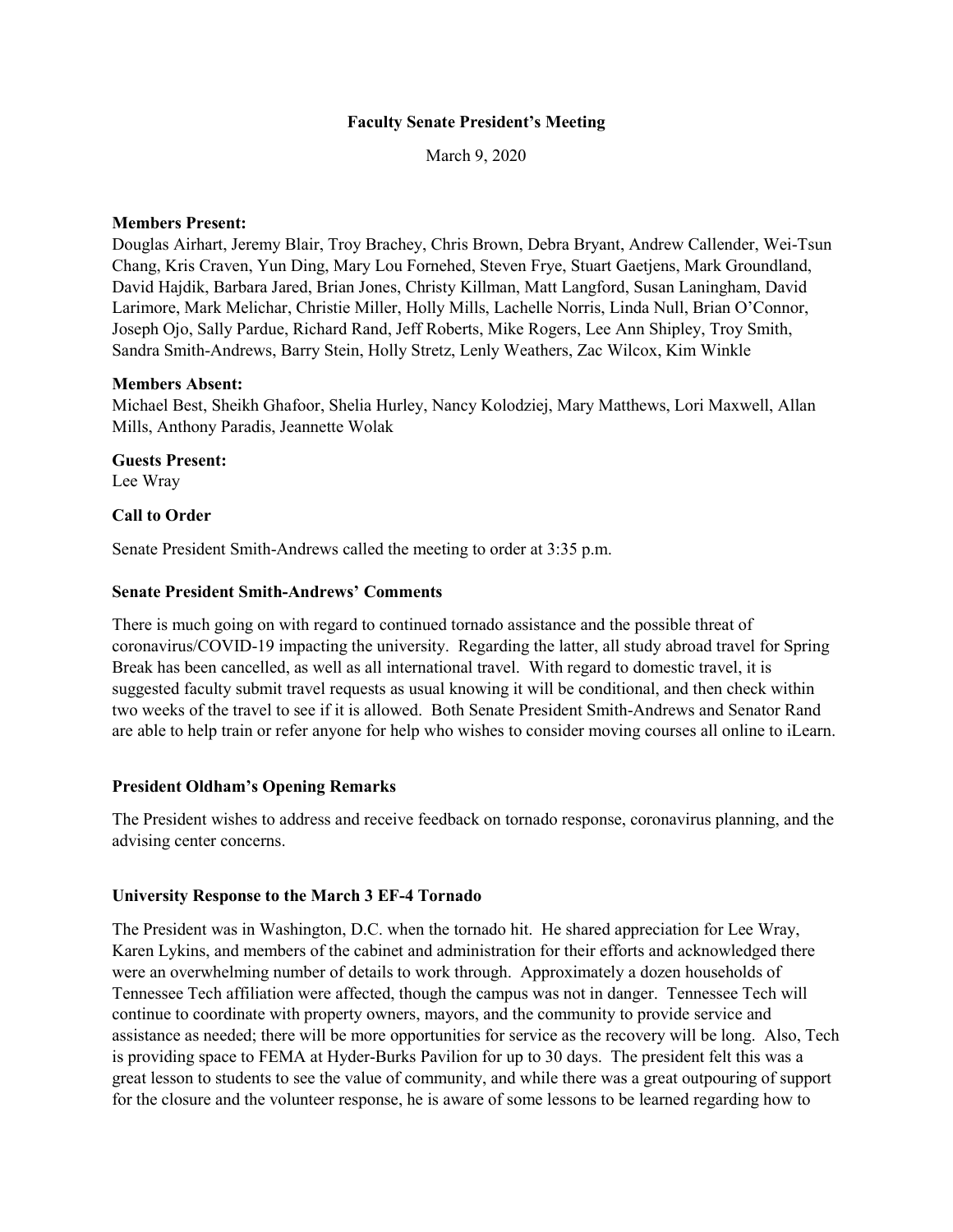# Faculty Senate President's Meeting

March 9, 2020

**Members Present:**
Douglas Airhart, Jeremy Blair, Troy Brachey, Chris Brown, Debra Bryant, Andrew Callender, Wei-Tsun Chang, Kris Craven, Yun Ding, Mary Lou Fornehed, Steven Frye, Stuart Gaetjens, Mark Groundland, David Hajdik, Barbara Jared, Brian Jones, Christy Killman, Matt Langford, Susan Laningham, David Larimore, Mark Melichar, Christie Miller, Holly Mills, Lachelle Norris, Linda Null, Brian O'Connor, Joseph Ojo, Sally Pardue, Richard Rand, Jeff Roberts, Mike Rogers, Lee Ann Shipley, Troy Smith, Sandra Smith-Andrews, Barry Stein, Holly Stretz, Lenly Weathers, Zac Wilcox, Kim Winkle

**Members Absent:**
Michael Best, Sheikh Ghafoor, Shelia Hurley, Nancy Kolodziej, Mary Matthews, Lori Maxwell, Allan Mills, Anthony Paradis, Jeannette Wolak

**Guests Present:**
Lee Wray

**Call to Order**

Senate President Smith-Andrews called the meeting to order at 3:35 p.m.

**Senate President Smith-Andrews' Comments**

There is much going on with regard to continued tornado assistance and the possible threat of coronavirus/COVID-19 impacting the university. Regarding the latter, all study abroad travel for Spring Break has been cancelled, as well as all international travel. With regard to domestic travel, it is suggested faculty submit travel requests as usual knowing it will be conditional, and then check within two weeks of the travel to see if it is allowed. Both Senate President Smith-Andrews and Senator Rand are able to help train or refer anyone for help who wishes to consider moving courses all online to iLearn.

**President Oldham's Opening Remarks**

The President wishes to address and receive feedback on tornado response, coronavirus planning, and the advising center concerns.

**University Response to the March 3 EF-4 Tornado**

The President was in Washington, D.C. when the tornado hit. He shared appreciation for Lee Wray, Karen Lykins, and members of the cabinet and administration for their efforts and acknowledged there were an overwhelming number of details to work through. Approximately a dozen households of Tennessee Tech affiliation were affected, though the campus was not in danger. Tennessee Tech will continue to coordinate with property owners, mayors, and the community to provide service and assistance as needed; there will be more opportunities for service as the recovery will be long. Also, Tech is providing space to FEMA at Hyder-Burks Pavilion for up to 30 days. The president felt this was a great lesson to students to see the value of community, and while there was a great outpouring of support for the closure and the volunteer response, he is aware of some lessons to be learned regarding how to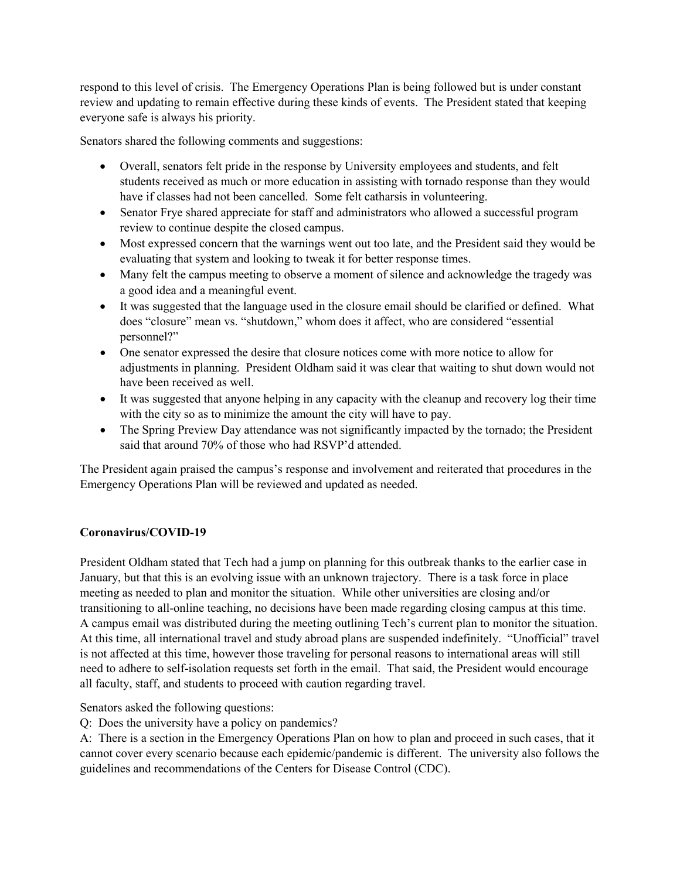respond to this level of crisis. The Emergency Operations Plan is being followed but is under constant review and updating to remain effective during these kinds of events. The President stated that keeping everyone safe is always his priority.

Senators shared the following comments and suggestions:

- Overall, senators felt pride in the response by University employees and students, and felt students received as much or more education in assisting with tornado response than they would have if classes had not been cancelled. Some felt catharsis in volunteering.
- Senator Frye shared appreciate for staff and administrators who allowed a successful program review to continue despite the closed campus.
- Most expressed concern that the warnings went out too late, and the President said they would be evaluating that system and looking to tweak it for better response times.
- Many felt the campus meeting to observe a moment of silence and acknowledge the tragedy was a good idea and a meaningful event.
- It was suggested that the language used in the closure email should be clarified or defined. What does "closure" mean vs. "shutdown," whom does it affect, who are considered "essential personnel?"
- One senator expressed the desire that closure notices come with more notice to allow for adjustments in planning. President Oldham said it was clear that waiting to shut down would not have been received as well.
- It was suggested that anyone helping in any capacity with the cleanup and recovery log their time with the city so as to minimize the amount the city will have to pay.
- The Spring Preview Day attendance was not significantly impacted by the tornado; the President said that around 70% of those who had RSVP'd attended.

The President again praised the campus's response and involvement and reiterated that procedures in the Emergency Operations Plan will be reviewed and updated as needed.

**Coronavirus/COVID-19**

President Oldham stated that Tech had a jump on planning for this outbreak thanks to the earlier case in January, but that this is an evolving issue with an unknown trajectory. There is a task force in place meeting as needed to plan and monitor the situation. While other universities are closing and/or transitioning to all-online teaching, no decisions have been made regarding closing campus at this time. A campus email was distributed during the meeting outlining Tech's current plan to monitor the situation. At this time, all international travel and study abroad plans are suspended indefinitely. "Unofficial" travel is not affected at this time, however those traveling for personal reasons to international areas will still need to adhere to self-isolation requests set forth in the email. That said, the President would encourage all faculty, staff, and students to proceed with caution regarding travel.

Senators asked the following questions:
Q: Does the university have a policy on pandemics?
A: There is a section in the Emergency Operations Plan on how to plan and proceed in such cases, that it cannot cover every scenario because each epidemic/pandemic is different. The university also follows the guidelines and recommendations of the Centers for Disease Control (CDC).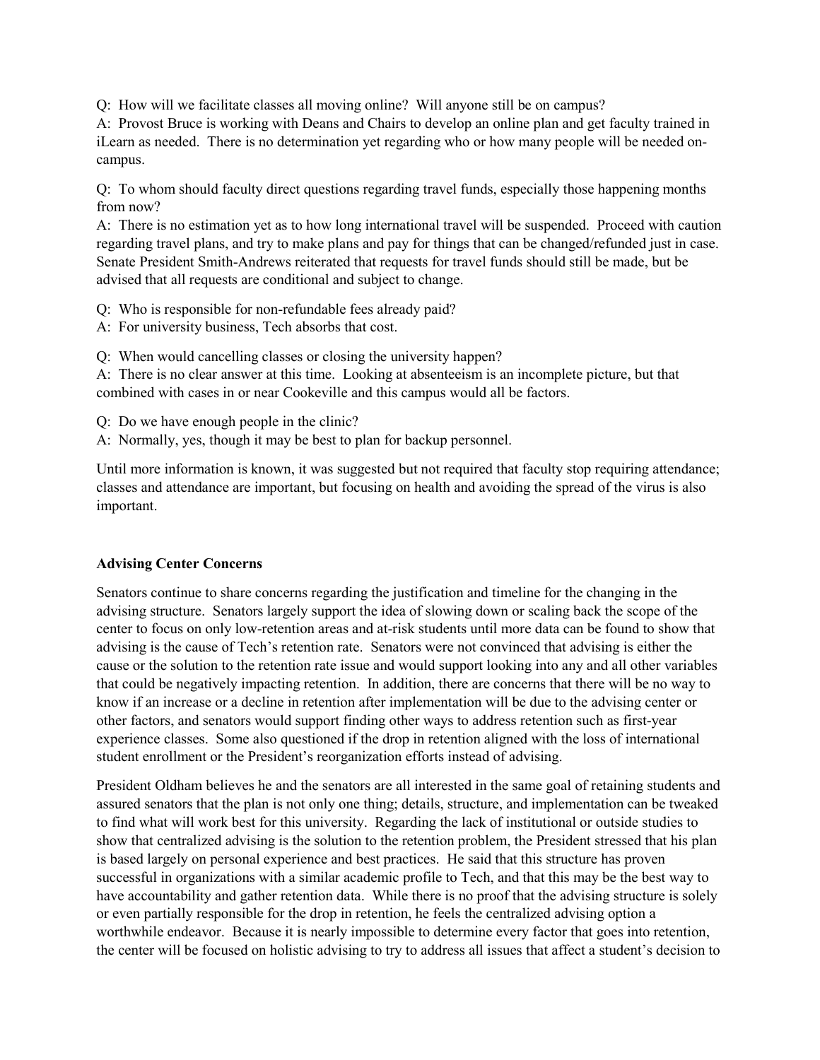Q: How will we facilitate classes all moving online? Will anyone still be on campus?
A: Provost Bruce is working with Deans and Chairs to develop an online plan and get faculty trained in iLearn as needed. There is no determination yet regarding who or how many people will be needed on-campus.

Q: To whom should faculty direct questions regarding travel funds, especially those happening months from now?
A: There is no estimation yet as to how long international travel will be suspended. Proceed with caution regarding travel plans, and try to make plans and pay for things that can be changed/refunded just in case. Senate President Smith-Andrews reiterated that requests for travel funds should still be made, but be advised that all requests are conditional and subject to change.

Q: Who is responsible for non-refundable fees already paid?
A: For university business, Tech absorbs that cost.

Q: When would cancelling classes or closing the university happen?
A: There is no clear answer at this time. Looking at absenteeism is an incomplete picture, but that combined with cases in or near Cookeville and this campus would all be factors.

Q: Do we have enough people in the clinic?
A: Normally, yes, though it may be best to plan for backup personnel.

Until more information is known, it was suggested but not required that faculty stop requiring attendance; classes and attendance are important, but focusing on health and avoiding the spread of the virus is also important.

**Advising Center Concerns**

Senators continue to share concerns regarding the justification and timeline for the changing in the advising structure. Senators largely support the idea of slowing down or scaling back the scope of the center to focus on only low-retention areas and at-risk students until more data can be found to show that advising is the cause of Tech's retention rate. Senators were not convinced that advising is either the cause or the solution to the retention rate issue and would support looking into any and all other variables that could be negatively impacting retention. In addition, there are concerns that there will be no way to know if an increase or a decline in retention after implementation will be due to the advising center or other factors, and senators would support finding other ways to address retention such as first-year experience classes. Some also questioned if the drop in retention aligned with the loss of international student enrollment or the President's reorganization efforts instead of advising.

President Oldham believes he and the senators are all interested in the same goal of retaining students and assured senators that the plan is not only one thing; details, structure, and implementation can be tweaked to find what will work best for this university. Regarding the lack of institutional or outside studies to show that centralized advising is the solution to the retention problem, the President stressed that his plan is based largely on personal experience and best practices. He said that this structure has proven successful in organizations with a similar academic profile to Tech, and that this may be the best way to have accountability and gather retention data. While there is no proof that the advising structure is solely or even partially responsible for the drop in retention, he feels the centralized advising option a worthwhile endeavor. Because it is nearly impossible to determine every factor that goes into retention, the center will be focused on holistic advising to try to address all issues that affect a student's decision to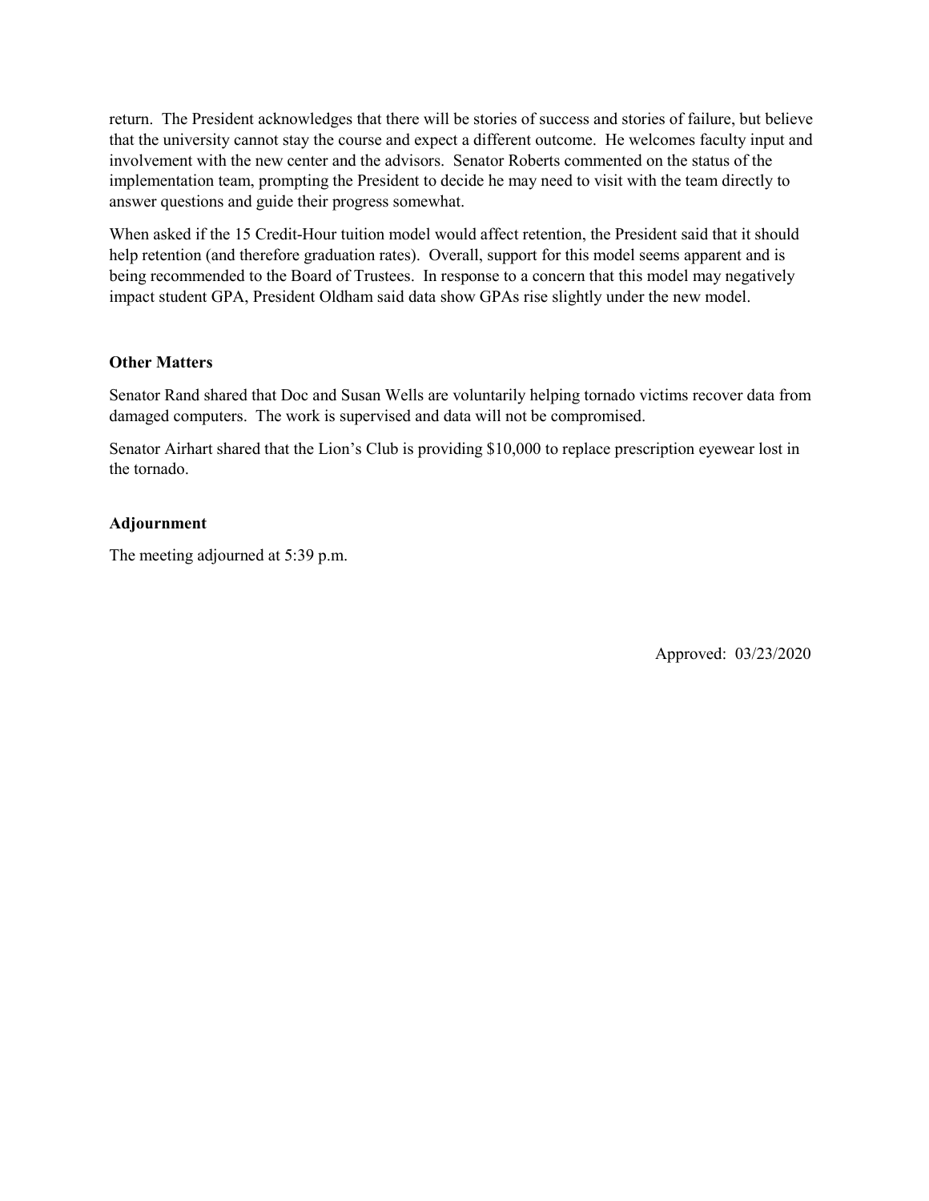return. The President acknowledges that there will be stories of success and stories of failure, but believe that the university cannot stay the course and expect a different outcome. He welcomes faculty input and involvement with the new center and the advisors. Senator Roberts commented on the status of the implementation team, prompting the President to decide he may need to visit with the team directly to answer questions and guide their progress somewhat.

When asked if the 15 Credit-Hour tuition model would affect retention, the President said that it should help retention (and therefore graduation rates). Overall, support for this model seems apparent and is being recommended to the Board of Trustees. In response to a concern that this model may negatively impact student GPA, President Oldham said data show GPAs rise slightly under the new model.

**Other Matters**

Senator Rand shared that Doc and Susan Wells are voluntarily helping tornado victims recover data from damaged computers. The work is supervised and data will not be compromised.

Senator Airhart shared that the Lion's Club is providing $10,000 to replace prescription eyewear lost in the tornado.

**Adjournment**

The meeting adjourned at 5:39 p.m.

Approved: 03/23/2020